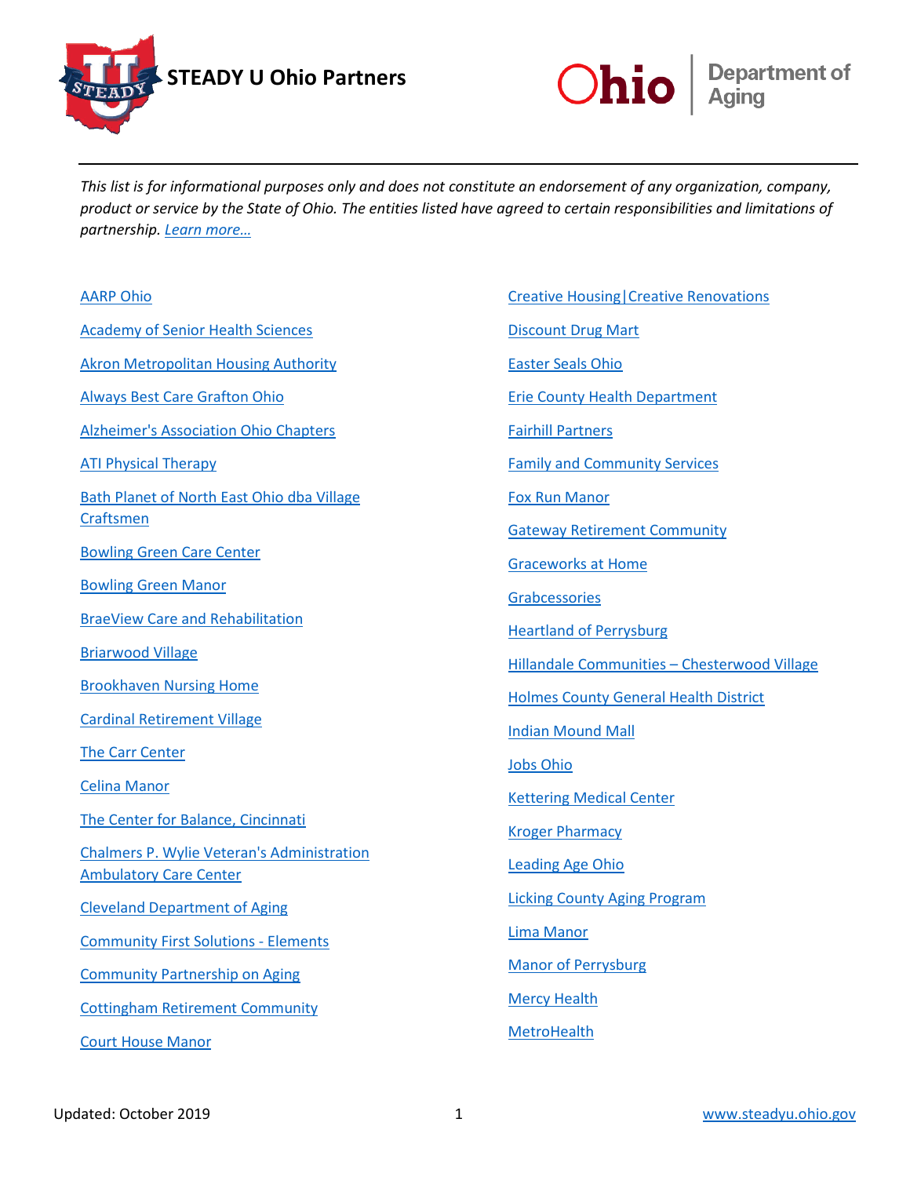# STEADY U Ohio Partners

Ohio Department of Aging

*This list is for informational purposes only and does not constitute an endorsement of any organization, company, product or service by the State of Ohio. The entities listed have agreed to certain responsibilities and limitations of partnership. Learn more…*

- AARP Ohio
- Academy of Senior Health Sciences
- Akron Metropolitan Housing Authority
- Always Best Care Grafton Ohio
- Alzheimer's Association Ohio Chapters
- ATI Physical Therapy
- Bath Planet of North East Ohio dba Village Craftsmen
- Bowling Green Care Center
- Bowling Green Manor
- BraeView Care and Rehabilitation
- Briarwood Village
- Brookhaven Nursing Home
- Cardinal Retirement Village
- The Carr Center
- Celina Manor
- The Center for Balance, Cincinnati
- Chalmers P. Wylie Veteran's Administration Ambulatory Care Center
- Cleveland Department of Aging
- Community First Solutions - Elements
- Community Partnership on Aging
- Cottingham Retirement Community
- Court House Manor
- Creative Housing|Creative Renovations
- Discount Drug Mart
- Easter Seals Ohio
- Erie County Health Department
- Fairhill Partners
- Family and Community Services
- Fox Run Manor
- Gateway Retirement Community
- Graceworks at Home
- Grabcessories
- Heartland of Perrysburg
- Hillandale Communities – Chesterwood Village
- Holmes County General Health District
- Indian Mound Mall
- Jobs Ohio
- Kettering Medical Center
- Kroger Pharmacy
- Leading Age Ohio
- Licking County Aging Program
- Lima Manor
- Manor of Perrysburg
- Mercy Health
- MetroHealth

Updated: October 2019

www.steadyu.ohio.gov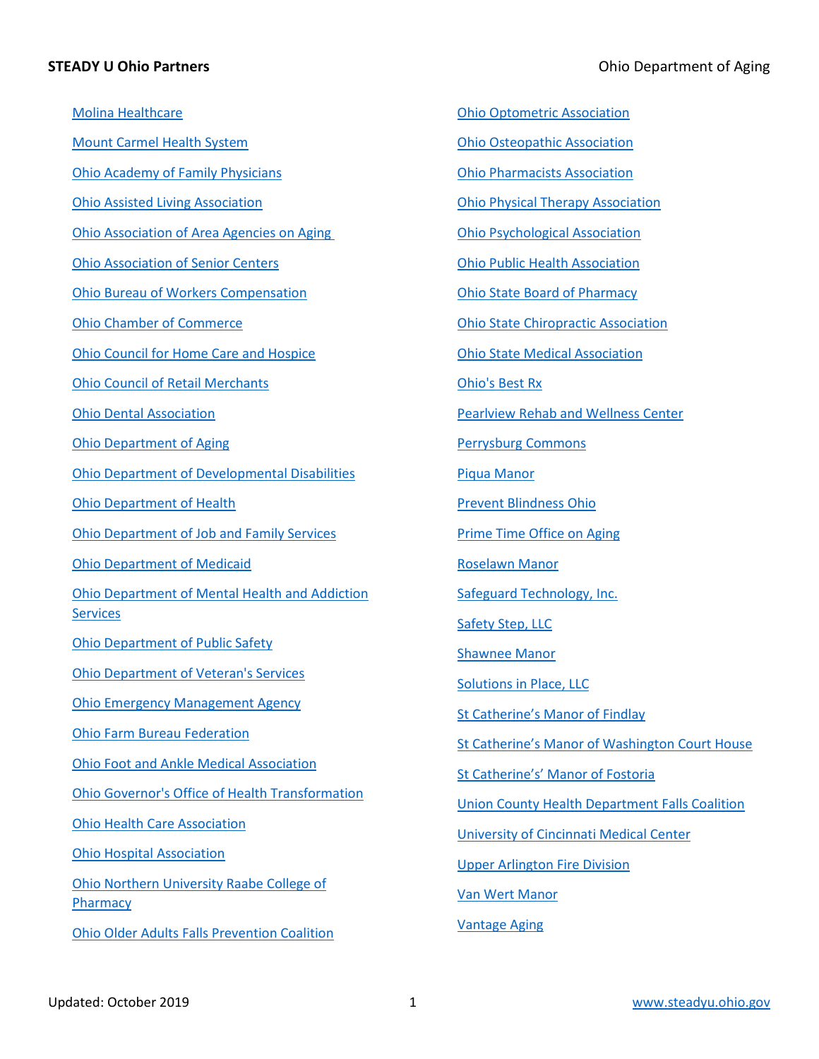- Molina Healthcare
- Mount Carmel Health System
- Ohio Academy of Family Physicians
- Ohio Assisted Living Association
- Ohio Association of Area Agencies on Aging
- Ohio Association of Senior Centers
- Ohio Bureau of Workers Compensation
- Ohio Chamber of Commerce
- Ohio Council for Home Care and Hospice
- Ohio Council of Retail Merchants
- Ohio Dental Association
- Ohio Department of Aging
- Ohio Department of Developmental Disabilities
- Ohio Department of Health
- Ohio Department of Job and Family Services
- Ohio Department of Medicaid
- Ohio Department of Mental Health and Addiction Services
- Ohio Department of Public Safety
- Ohio Department of Veteran's Services
- Ohio Emergency Management Agency
- Ohio Farm Bureau Federation
- Ohio Foot and Ankle Medical Association
- Ohio Governor's Office of Health Transformation
- Ohio Health Care Association
- Ohio Hospital Association
- Ohio Northern University Raabe College of Pharmacy
- Ohio Older Adults Falls Prevention Coalition
- Ohio Optometric Association
- Ohio Osteopathic Association
- Ohio Pharmacists Association
- Ohio Physical Therapy Association
- Ohio Psychological Association
- Ohio Public Health Association
- Ohio State Board of Pharmacy
- Ohio State Chiropractic Association
- Ohio State Medical Association
- Ohio's Best Rx
- Pearlview Rehab and Wellness Center
- Perrysburg Commons
- Piqua Manor
- Prevent Blindness Ohio
- Prime Time Office on Aging
- Roselawn Manor
- Safeguard Technology, Inc.
- Safety Step, LLC
- Shawnee Manor
- Solutions in Place, LLC
- St Catherine's Manor of Findlay
- St Catherine's Manor of Washington Court House
- St Catherine's' Manor of Fostoria
- Union County Health Department Falls Coalition
- University of Cincinnati Medical Center
- Upper Arlington Fire Division
- Van Wert Manor
- Vantage Aging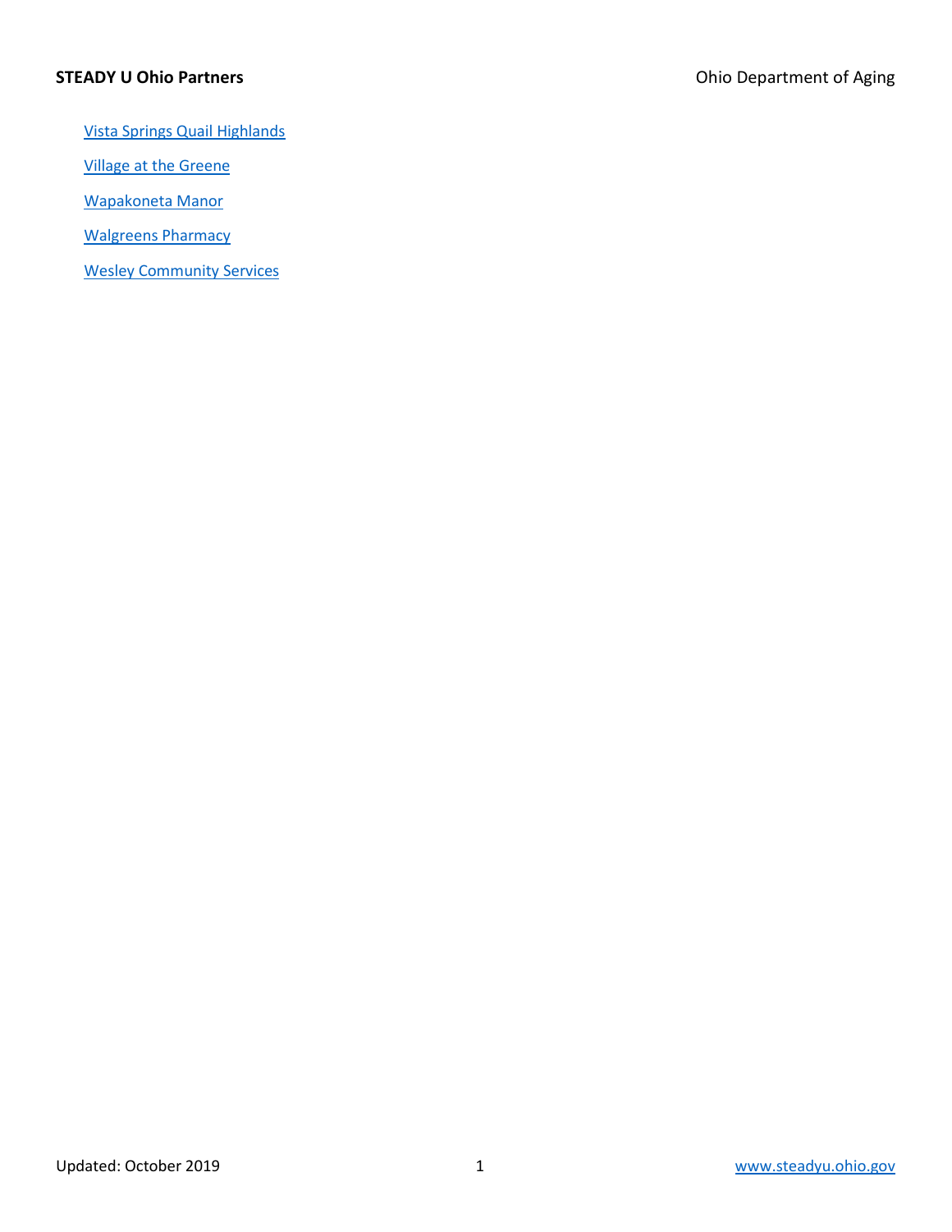- [Vista Springs Quail Highlands]()
- [Village at the Greene]()
- [Wapakoneta Manor]()
- [Walgreens Pharmacy]()
- [Wesley Community Services]()